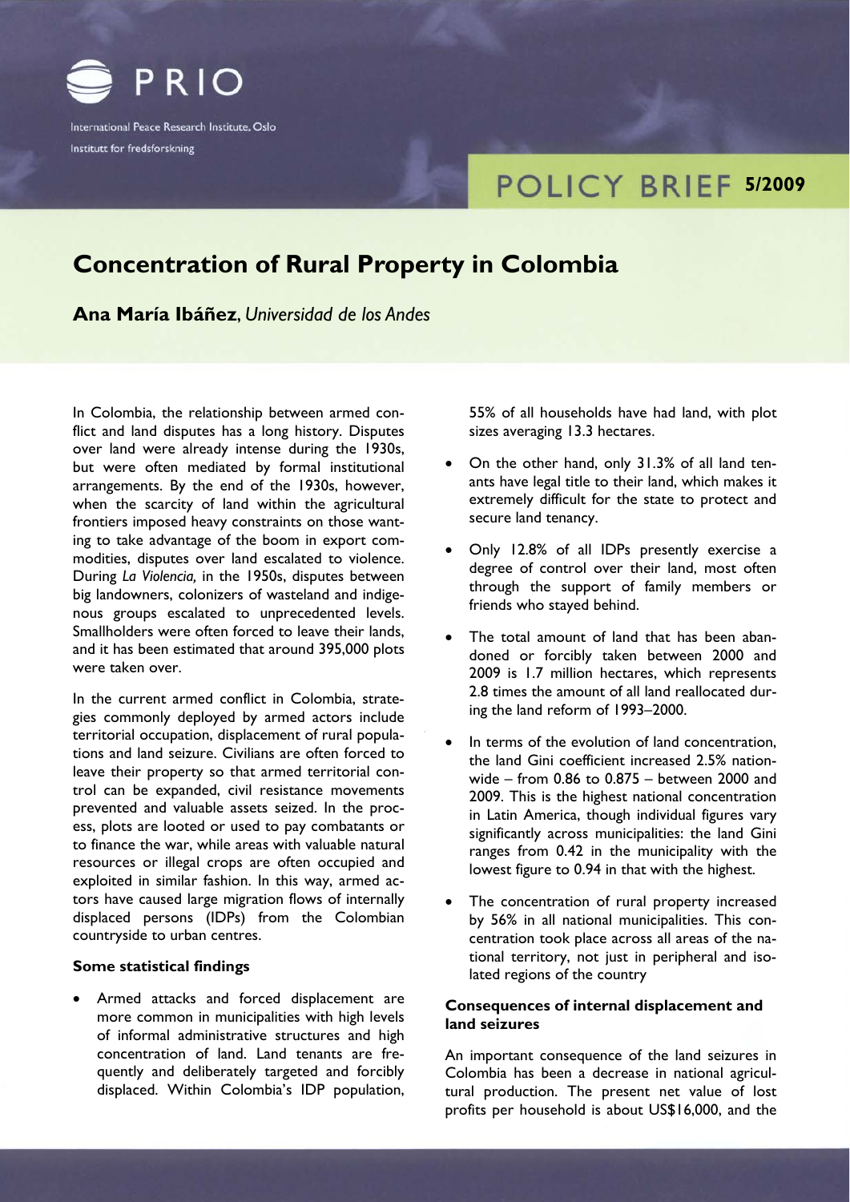PRIO

International Peace Research Institute, Oslo
Institutt for fredsforskning

POLICY BRIEF 5/2009

# Concentration of Rural Property in Colombia

**Ana María Ibáñez**, *Universidad de los Andes*

In Colombia, the relationship between armed conflict and land disputes has a long history. Disputes over land were already intense during the 1930s, but were often mediated by formal institutional arrangements. By the end of the 1930s, however, when the scarcity of land within the agricultural frontiers imposed heavy constraints on those wanting to take advantage of the boom in export commodities, disputes over land escalated to violence. During *La Violencia,* in the 1950s, disputes between big landowners, colonizers of wasteland and indigenous groups escalated to unprecedented levels. Smallholders were often forced to leave their lands, and it has been estimated that around 395,000 plots were taken over.

In the current armed conflict in Colombia, strategies commonly deployed by armed actors include territorial occupation, displacement of rural populations and land seizure. Civilians are often forced to leave their property so that armed territorial control can be expanded, civil resistance movements prevented and valuable assets seized. In the process, plots are looted or used to pay combatants or to finance the war, while areas with valuable natural resources or illegal crops are often occupied and exploited in similar fashion. In this way, armed actors have caused large migration flows of internally displaced persons (IDPs) from the Colombian countryside to urban centres.

### Some statistical findings

- Armed attacks and forced displacement are more common in municipalities with high levels of informal administrative structures and high concentration of land. Land tenants are frequently and deliberately targeted and forcibly displaced. Within Colombia's IDP population, 55% of all households have had land, with plot sizes averaging 13.3 hectares.
- On the other hand, only 31.3% of all land tenants have legal title to their land, which makes it extremely difficult for the state to protect and secure land tenancy.
- Only 12.8% of all IDPs presently exercise a degree of control over their land, most often through the support of family members or friends who stayed behind.
- The total amount of land that has been abandoned or forcibly taken between 2000 and 2009 is 1.7 million hectares, which represents 2.8 times the amount of all land reallocated during the land reform of 1993–2000.
- In terms of the evolution of land concentration, the land Gini coefficient increased 2.5% nationwide – from 0.86 to 0.875 – between 2000 and 2009. This is the highest national concentration in Latin America, though individual figures vary significantly across municipalities: the land Gini ranges from 0.42 in the municipality with the lowest figure to 0.94 in that with the highest.
- The concentration of rural property increased by 56% in all national municipalities. This concentration took place across all areas of the national territory, not just in peripheral and isolated regions of the country

### Consequences of internal displacement and land seizures

An important consequence of the land seizures in Colombia has been a decrease in national agricultural production. The present net value of lost profits per household is about US$16,000, and the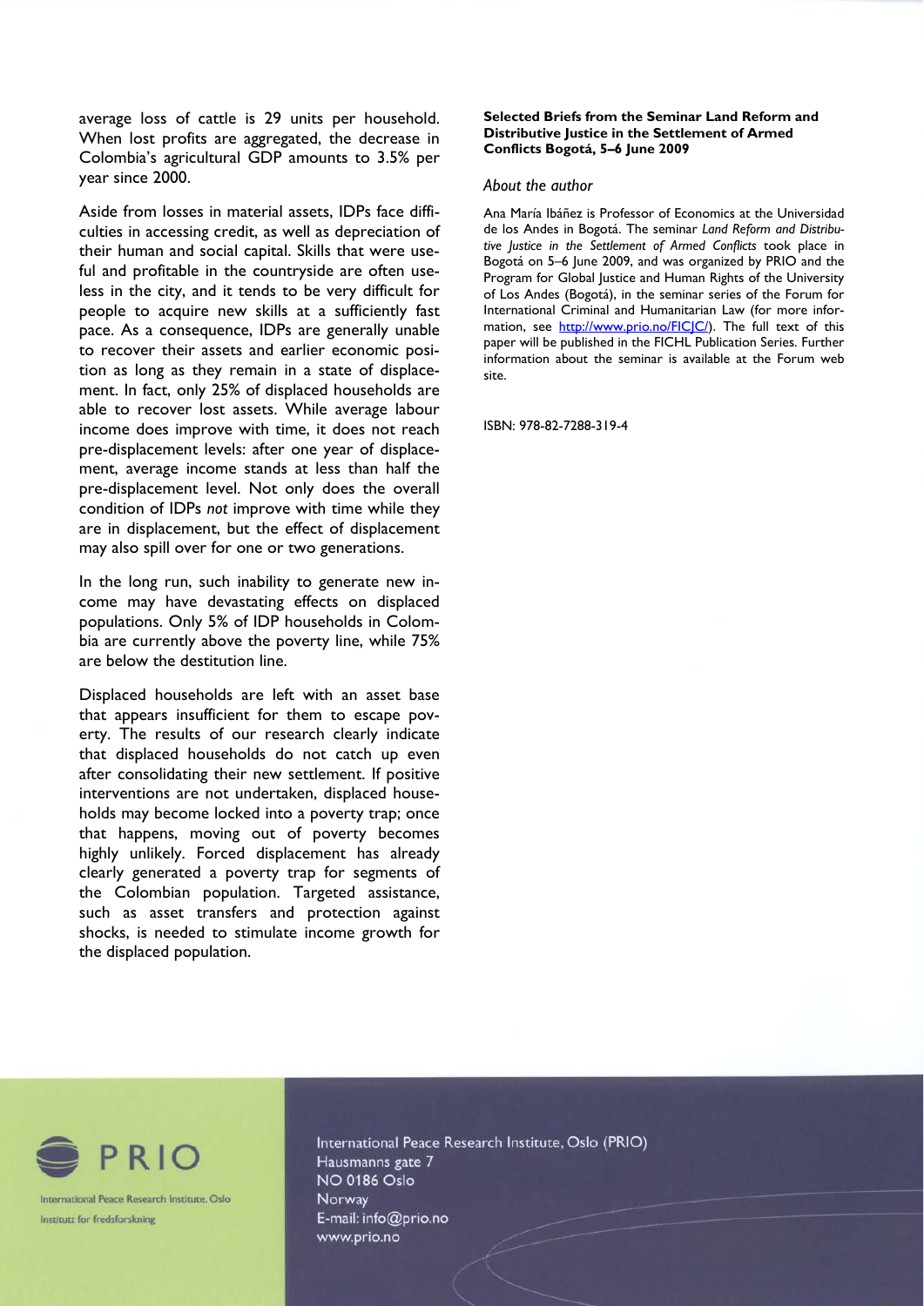average loss of cattle is 29 units per household. When lost profits are aggregated, the decrease in Colombia's agricultural GDP amounts to 3.5% per year since 2000.

Aside from losses in material assets, IDPs face difficulties in accessing credit, as well as depreciation of their human and social capital. Skills that were useful and profitable in the countryside are often useless in the city, and it tends to be very difficult for people to acquire new skills at a sufficiently fast pace. As a consequence, IDPs are generally unable to recover their assets and earlier economic position as long as they remain in a state of displacement. In fact, only 25% of displaced households are able to recover lost assets. While average labour income does improve with time, it does not reach pre-displacement levels: after one year of displacement, average income stands at less than half the pre-displacement level. Not only does the overall condition of IDPs *not* improve with time while they are in displacement, but the effect of displacement may also spill over for one or two generations.

In the long run, such inability to generate new income may have devastating effects on displaced populations. Only 5% of IDP households in Colombia are currently above the poverty line, while 75% are below the destitution line.

Displaced households are left with an asset base that appears insufficient for them to escape poverty. The results of our research clearly indicate that displaced households do not catch up even after consolidating their new settlement. If positive interventions are not undertaken, displaced households may become locked into a poverty trap; once that happens, moving out of poverty becomes highly unlikely. Forced displacement has already clearly generated a poverty trap for segments of the Colombian population. Targeted assistance, such as asset transfers and protection against shocks, is needed to stimulate income growth for the displaced population.

**Selected Briefs from the Seminar Land Reform and Distributive Justice in the Settlement of Armed Conflicts Bogotá, 5–6 June 2009**

*About the author*

Ana María Ibáñez is Professor of Economics at the Universidad de los Andes in Bogotá. The seminar *Land Reform and Distributive Justice in the Settlement of Armed Conflicts* took place in Bogotá on 5–6 June 2009, and was organized by PRIO and the Program for Global Justice and Human Rights of the University of Los Andes (Bogotá), in the seminar series of the Forum for International Criminal and Humanitarian Law (for more information, see http://www.prio.no/FICJC/). The full text of this paper will be published in the FICHL Publication Series. Further information about the seminar is available at the Forum web site.

ISBN: 978-82-7288-319-4

PRIO

International Peace Research Institute, Oslo
Institutt for fredsforskning

International Peace Research Institute, Oslo (PRIO)
Hausmanns gate 7
NO 0186 Oslo
Norway
E-mail: info@prio.no
www.prio.no